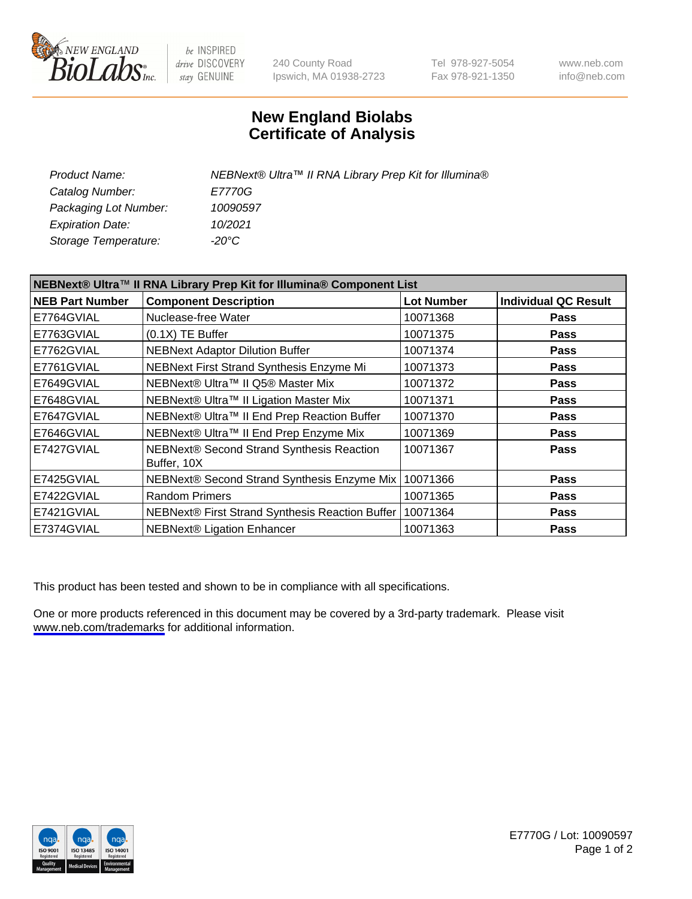New England BioLabs Inc. — be INSPIRED drive DISCOVERY stay GENUINE

240 County Road
Ipswich, MA 01938-2723

Tel 978-927-5054
Fax 978-921-1350

www.neb.com
info@neb.com

# New England Biolabs Certificate of Analysis

| | |
|---|---|
| *Product Name:* | *NEBNext® Ultra™ II RNA Library Prep Kit for Illumina®* |
| *Catalog Number:* | *E7770G* |
| *Packaging Lot Number:* | *10090597* |
| *Expiration Date:* | *10/2021* |
| *Storage Temperature:* | *-20°C* |

| **NEBNext® Ultra™ II RNA Library Prep Kit for Illumina® Component List** | | | |
|---|---|---|---|
| **NEB Part Number** | **Component Description** | **Lot Number** | **Individual QC Result** |
| E7764GVIAL | Nuclease-free Water | 10071368 | **Pass** |
| E7763GVIAL | (0.1X) TE Buffer | 10071375 | **Pass** |
| E7762GVIAL | NEBNext Adaptor Dilution Buffer | 10071374 | **Pass** |
| E7761GVIAL | NEBNext First Strand Synthesis Enzyme Mi | 10071373 | **Pass** |
| E7649GVIAL | NEBNext® Ultra™ II Q5® Master Mix | 10071372 | **Pass** |
| E7648GVIAL | NEBNext® Ultra™ II Ligation Master Mix | 10071371 | **Pass** |
| E7647GVIAL | NEBNext® Ultra™ II End Prep Reaction Buffer | 10071370 | **Pass** |
| E7646GVIAL | NEBNext® Ultra™ II End Prep Enzyme Mix | 10071369 | **Pass** |
| E7427GVIAL | NEBNext® Second Strand Synthesis Reaction Buffer, 10X | 10071367 | **Pass** |
| E7425GVIAL | NEBNext® Second Strand Synthesis Enzyme Mix | 10071366 | **Pass** |
| E7422GVIAL | Random Primers | 10071365 | **Pass** |
| E7421GVIAL | NEBNext® First Strand Synthesis Reaction Buffer | 10071364 | **Pass** |
| E7374GVIAL | NEBNext® Ligation Enhancer | 10071363 | **Pass** |

This product has been tested and shown to be in compliance with all specifications.

One or more products referenced in this document may be covered by a 3rd-party trademark. Please visit www.neb.com/trademarks for additional information.

E7770G / Lot: 10090597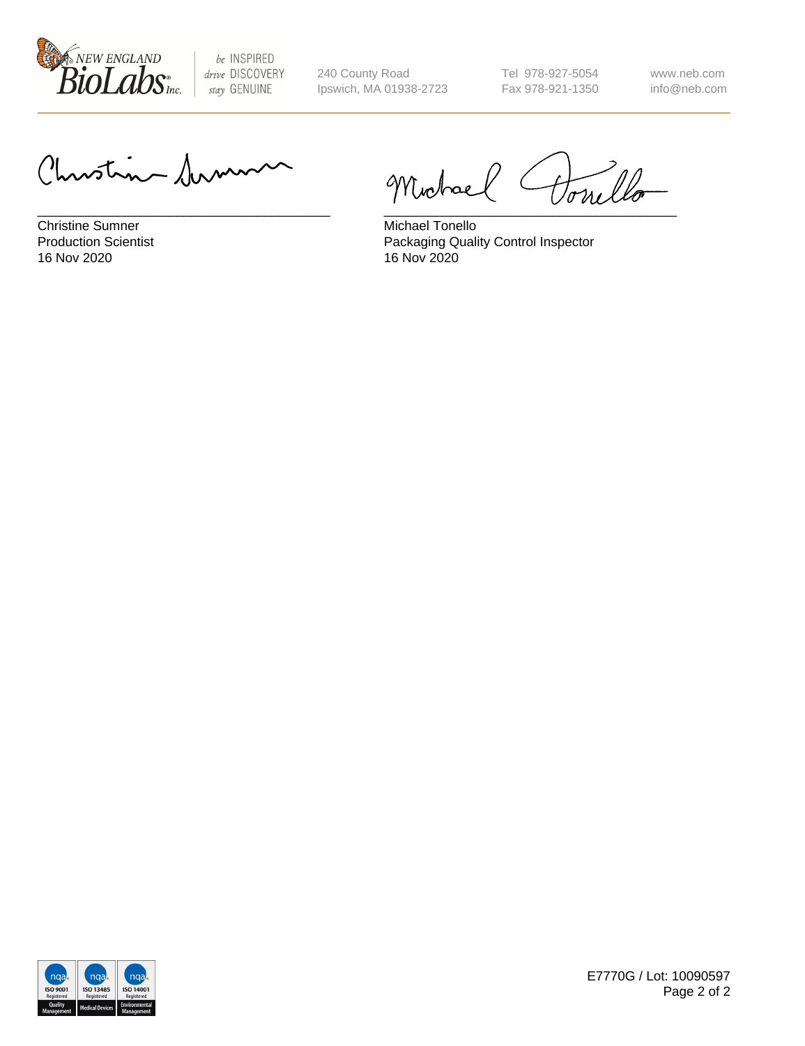Christine Sumner
Production Scientist
16 Nov 2020

Michael Tonello
Packaging Quality Control Inspector
16 Nov 2020

E7770G / Lot: 10090597